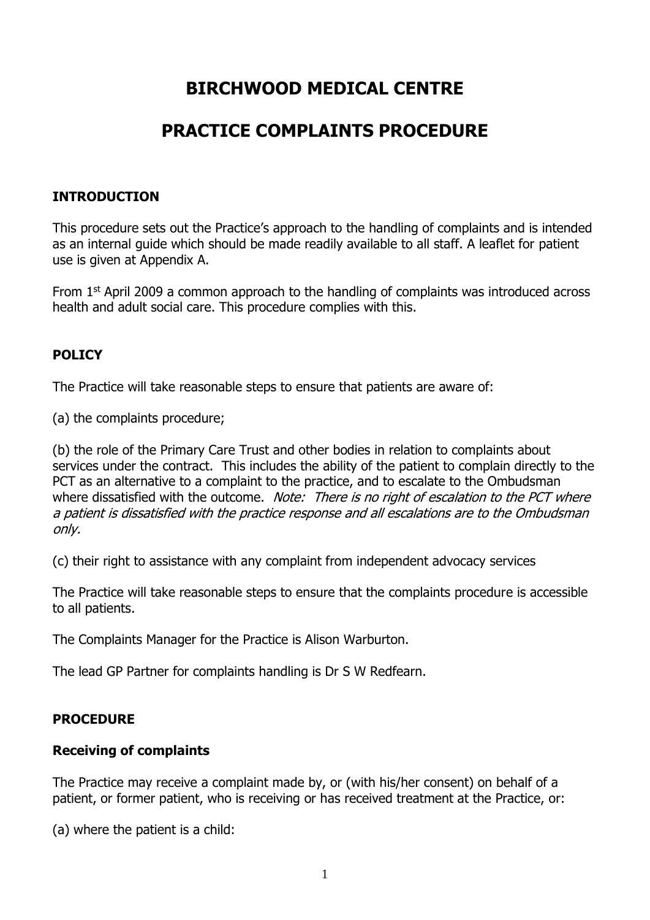# BIRCHWOOD MEDICAL CENTRE

# PRACTICE COMPLAINTS PROCEDURE

## INTRODUCTION

This procedure sets out the Practice's approach to the handling of complaints and is intended as an internal guide which should be made readily available to all staff. A leaflet for patient use is given at Appendix A.

From 1st April 2009 a common approach to the handling of complaints was introduced across health and adult social care. This procedure complies with this.

## POLICY

The Practice will take reasonable steps to ensure that patients are aware of:

(a) the complaints procedure;

(b) the role of the Primary Care Trust and other bodies in relation to complaints about services under the contract. This includes the ability of the patient to complain directly to the PCT as an alternative to a complaint to the practice, and to escalate to the Ombudsman where dissatisfied with the outcome. *Note: There is no right of escalation to the PCT where a patient is dissatisfied with the practice response and all escalations are to the Ombudsman only.*

(c) their right to assistance with any complaint from independent advocacy services

The Practice will take reasonable steps to ensure that the complaints procedure is accessible to all patients.

The Complaints Manager for the Practice is Alison Warburton.

The lead GP Partner for complaints handling is Dr S W Redfearn.

## PROCEDURE

### Receiving of complaints

The Practice may receive a complaint made by, or (with his/her consent) on behalf of a patient, or former patient, who is receiving or has received treatment at the Practice, or:

(a) where the patient is a child: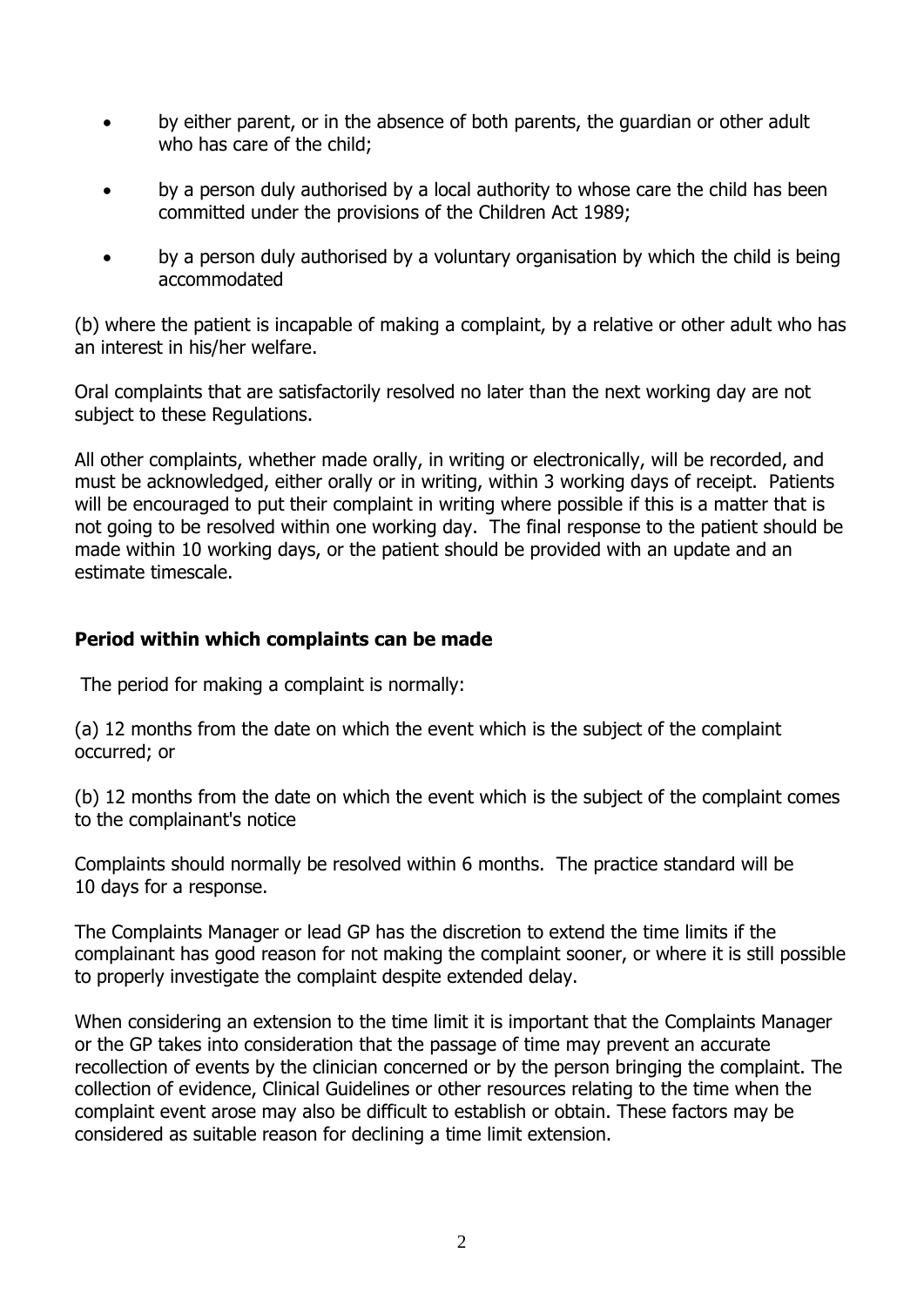- by either parent, or in the absence of both parents, the guardian or other adult who has care of the child;
- by a person duly authorised by a local authority to whose care the child has been committed under the provisions of the Children Act 1989;
- by a person duly authorised by a voluntary organisation by which the child is being accommodated

(b) where the patient is incapable of making a complaint, by a relative or other adult who has an interest in his/her welfare.

Oral complaints that are satisfactorily resolved no later than the next working day are not subject to these Regulations.

All other complaints, whether made orally, in writing or electronically, will be recorded, and must be acknowledged, either orally or in writing, within 3 working days of receipt. Patients will be encouraged to put their complaint in writing where possible if this is a matter that is not going to be resolved within one working day. The final response to the patient should be made within 10 working days, or the patient should be provided with an update and an estimate timescale.

**Period within which complaints can be made**

The period for making a complaint is normally:

(a) 12 months from the date on which the event which is the subject of the complaint occurred; or

(b) 12 months from the date on which the event which is the subject of the complaint comes to the complainant's notice

Complaints should normally be resolved within 6 months. The practice standard will be 10 days for a response.

The Complaints Manager or lead GP has the discretion to extend the time limits if the complainant has good reason for not making the complaint sooner, or where it is still possible to properly investigate the complaint despite extended delay.

When considering an extension to the time limit it is important that the Complaints Manager or the GP takes into consideration that the passage of time may prevent an accurate recollection of events by the clinician concerned or by the person bringing the complaint. The collection of evidence, Clinical Guidelines or other resources relating to the time when the complaint event arose may also be difficult to establish or obtain. These factors may be considered as suitable reason for declining a time limit extension.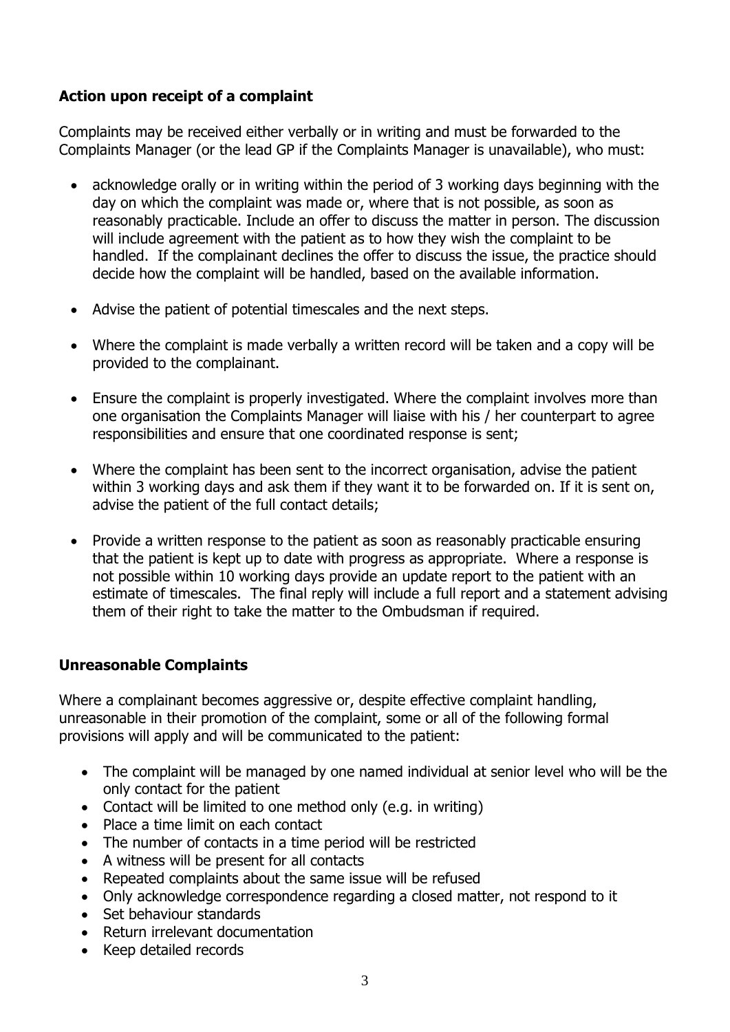**Action upon receipt of a complaint**

Complaints may be received either verbally or in writing and must be forwarded to the Complaints Manager (or the lead GP if the Complaints Manager is unavailable), who must:

- acknowledge orally or in writing within the period of 3 working days beginning with the day on which the complaint was made or, where that is not possible, as soon as reasonably practicable. Include an offer to discuss the matter in person. The discussion will include agreement with the patient as to how they wish the complaint to be handled. If the complainant declines the offer to discuss the issue, the practice should decide how the complaint will be handled, based on the available information.
- Advise the patient of potential timescales and the next steps.
- Where the complaint is made verbally a written record will be taken and a copy will be provided to the complainant.
- Ensure the complaint is properly investigated. Where the complaint involves more than one organisation the Complaints Manager will liaise with his / her counterpart to agree responsibilities and ensure that one coordinated response is sent;
- Where the complaint has been sent to the incorrect organisation, advise the patient within 3 working days and ask them if they want it to be forwarded on. If it is sent on, advise the patient of the full contact details;
- Provide a written response to the patient as soon as reasonably practicable ensuring that the patient is kept up to date with progress as appropriate. Where a response is not possible within 10 working days provide an update report to the patient with an estimate of timescales. The final reply will include a full report and a statement advising them of their right to take the matter to the Ombudsman if required.

**Unreasonable Complaints**

Where a complainant becomes aggressive or, despite effective complaint handling, unreasonable in their promotion of the complaint, some or all of the following formal provisions will apply and will be communicated to the patient:

- The complaint will be managed by one named individual at senior level who will be the only contact for the patient
- Contact will be limited to one method only (e.g. in writing)
- Place a time limit on each contact
- The number of contacts in a time period will be restricted
- A witness will be present for all contacts
- Repeated complaints about the same issue will be refused
- Only acknowledge correspondence regarding a closed matter, not respond to it
- Set behaviour standards
- Return irrelevant documentation
- Keep detailed records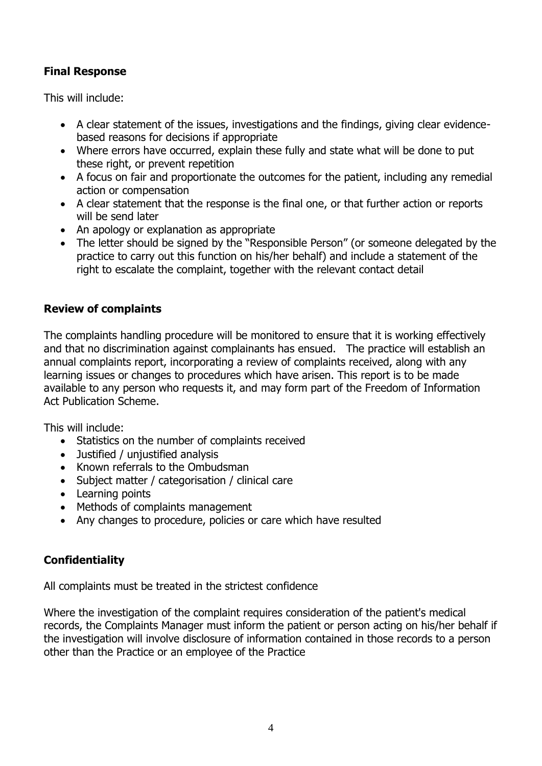**Final Response**

This will include:

- A clear statement of the issues, investigations and the findings, giving clear evidence-based reasons for decisions if appropriate
- Where errors have occurred, explain these fully and state what will be done to put these right, or prevent repetition
- A focus on fair and proportionate the outcomes for the patient, including any remedial action or compensation
- A clear statement that the response is the final one, or that further action or reports will be send later
- An apology or explanation as appropriate
- The letter should be signed by the "Responsible Person" (or someone delegated by the practice to carry out this function on his/her behalf) and include a statement of the right to escalate the complaint, together with the relevant contact detail

**Review of complaints**

The complaints handling procedure will be monitored to ensure that it is working effectively and that no discrimination against complainants has ensued. The practice will establish an annual complaints report, incorporating a review of complaints received, along with any learning issues or changes to procedures which have arisen. This report is to be made available to any person who requests it, and may form part of the Freedom of Information Act Publication Scheme.

This will include:

- Statistics on the number of complaints received
- Justified / unjustified analysis
- Known referrals to the Ombudsman
- Subject matter / categorisation / clinical care
- Learning points
- Methods of complaints management
- Any changes to procedure, policies or care which have resulted

**Confidentiality**

All complaints must be treated in the strictest confidence

Where the investigation of the complaint requires consideration of the patient's medical records, the Complaints Manager must inform the patient or person acting on his/her behalf if the investigation will involve disclosure of information contained in those records to a person other than the Practice or an employee of the Practice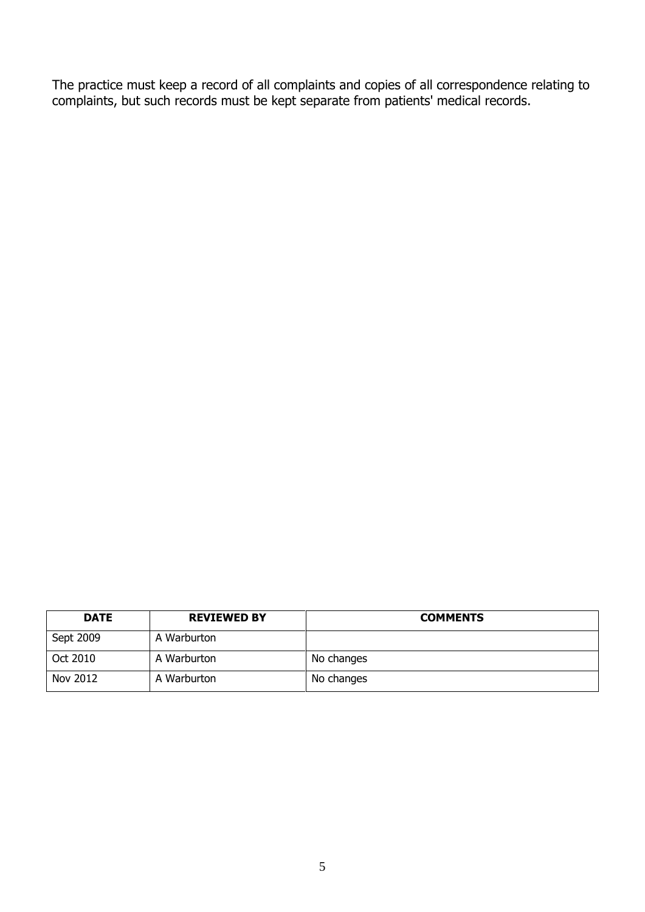The practice must keep a record of all complaints and copies of all correspondence relating to complaints, but such records must be kept separate from patients' medical records.

| DATE | REVIEWED BY | COMMENTS |
|---|---|---|
| Sept 2009 | A Warburton | |
| Oct 2010 | A Warburton | No changes |
| Nov 2012 | A Warburton | No changes |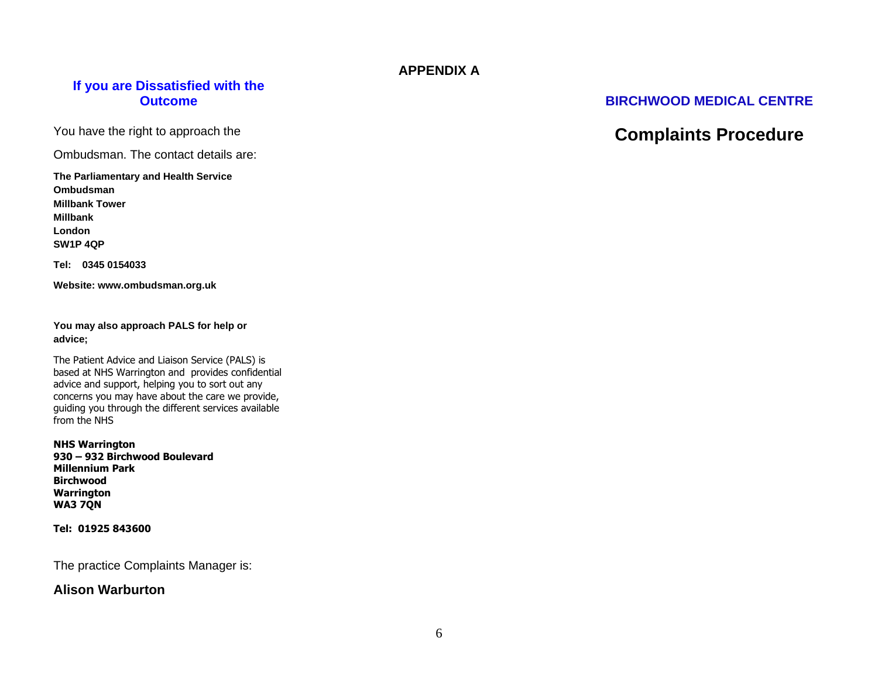## If you are Dissatisfied with the Outcome

You have the right to approach the Ombudsman. The contact details are:

**The Parliamentary and Health Service Ombudsman**
**Millbank Tower**
**Millbank**
**London**
**SW1P 4QP**

**Tel: 0345 0154033**

**Website: www.ombudsman.org.uk**

**You may also approach PALS for help or advice;**

The Patient Advice and Liaison Service (PALS) is based at NHS Warrington and provides confidential advice and support, helping you to sort out any concerns you may have about the care we provide, guiding you through the different services available from the NHS

**NHS Warrington**
**930 – 932 Birchwood Boulevard**
**Millennium Park**
**Birchwood**
**Warrington**
**WA3 7QN**

**Tel: 01925 843600**

The practice Complaints Manager is:

**Alison Warburton**

**APPENDIX A**

## BIRCHWOOD MEDICAL CENTRE

# Complaints Procedure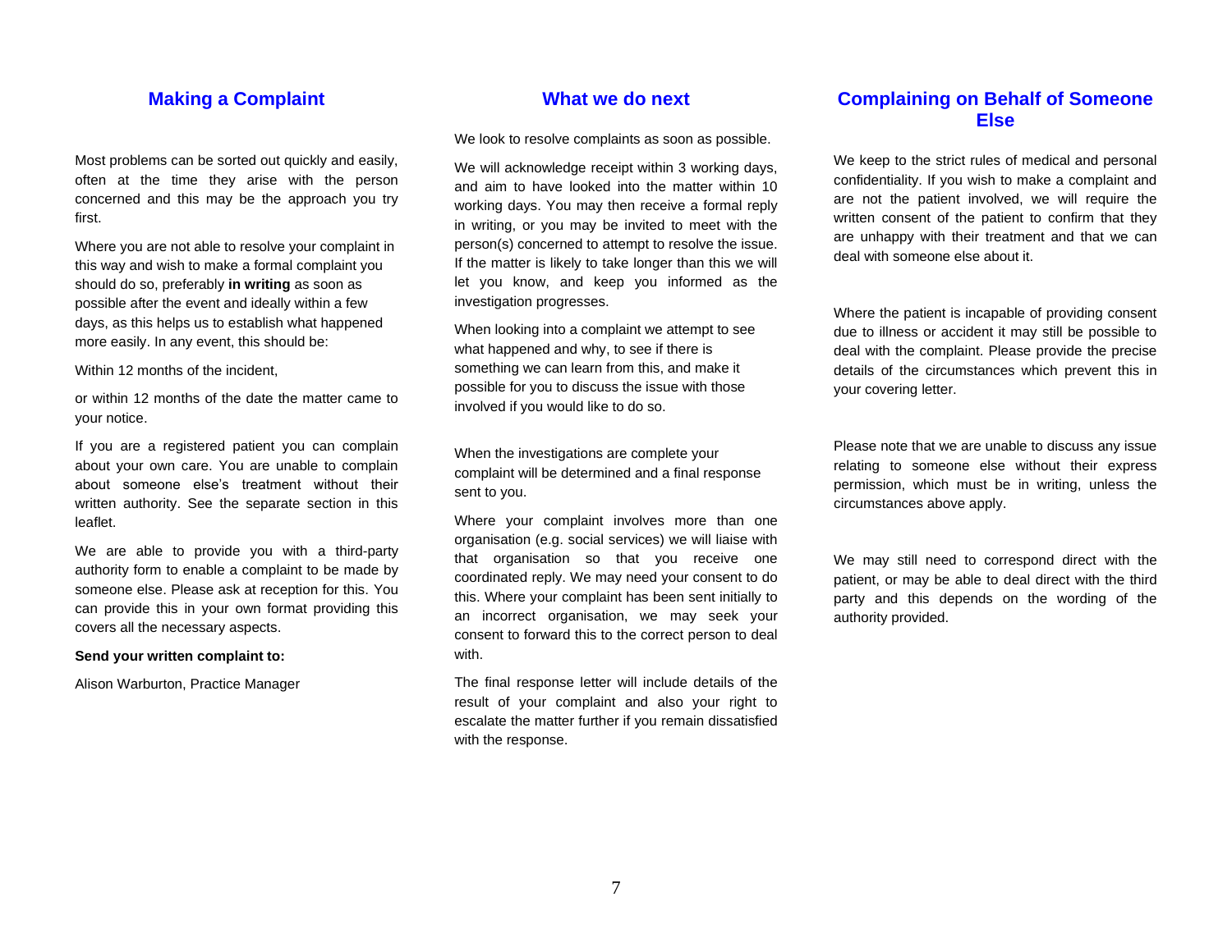## Making a Complaint

Most problems can be sorted out quickly and easily, often at the time they arise with the person concerned and this may be the approach you try first.

Where you are not able to resolve your complaint in this way and wish to make a formal complaint you should do so, preferably **in writing** as soon as possible after the event and ideally within a few days, as this helps us to establish what happened more easily. In any event, this should be:

Within 12 months of the incident,

or within 12 months of the date the matter came to your notice.

If you are a registered patient you can complain about your own care. You are unable to complain about someone else's treatment without their written authority. See the separate section in this leaflet.

We are able to provide you with a third-party authority form to enable a complaint to be made by someone else. Please ask at reception for this. You can provide this in your own format providing this covers all the necessary aspects.

**Send your written complaint to:**

Alison Warburton, Practice Manager

## What we do next

We look to resolve complaints as soon as possible.

We will acknowledge receipt within 3 working days, and aim to have looked into the matter within 10 working days. You may then receive a formal reply in writing, or you may be invited to meet with the person(s) concerned to attempt to resolve the issue. If the matter is likely to take longer than this we will let you know, and keep you informed as the investigation progresses.

When looking into a complaint we attempt to see what happened and why, to see if there is something we can learn from this, and make it possible for you to discuss the issue with those involved if you would like to do so.

When the investigations are complete your complaint will be determined and a final response sent to you.

Where your complaint involves more than one organisation (e.g. social services) we will liaise with that organisation so that you receive one coordinated reply. We may need your consent to do this. Where your complaint has been sent initially to an incorrect organisation, we may seek your consent to forward this to the correct person to deal with.

The final response letter will include details of the result of your complaint and also your right to escalate the matter further if you remain dissatisfied with the response.

## Complaining on Behalf of Someone Else

We keep to the strict rules of medical and personal confidentiality. If you wish to make a complaint and are not the patient involved, we will require the written consent of the patient to confirm that they are unhappy with their treatment and that we can deal with someone else about it.

Where the patient is incapable of providing consent due to illness or accident it may still be possible to deal with the complaint. Please provide the precise details of the circumstances which prevent this in your covering letter.

Please note that we are unable to discuss any issue relating to someone else without their express permission, which must be in writing, unless the circumstances above apply.

We may still need to correspond direct with the patient, or may be able to deal direct with the third party and this depends on the wording of the authority provided.